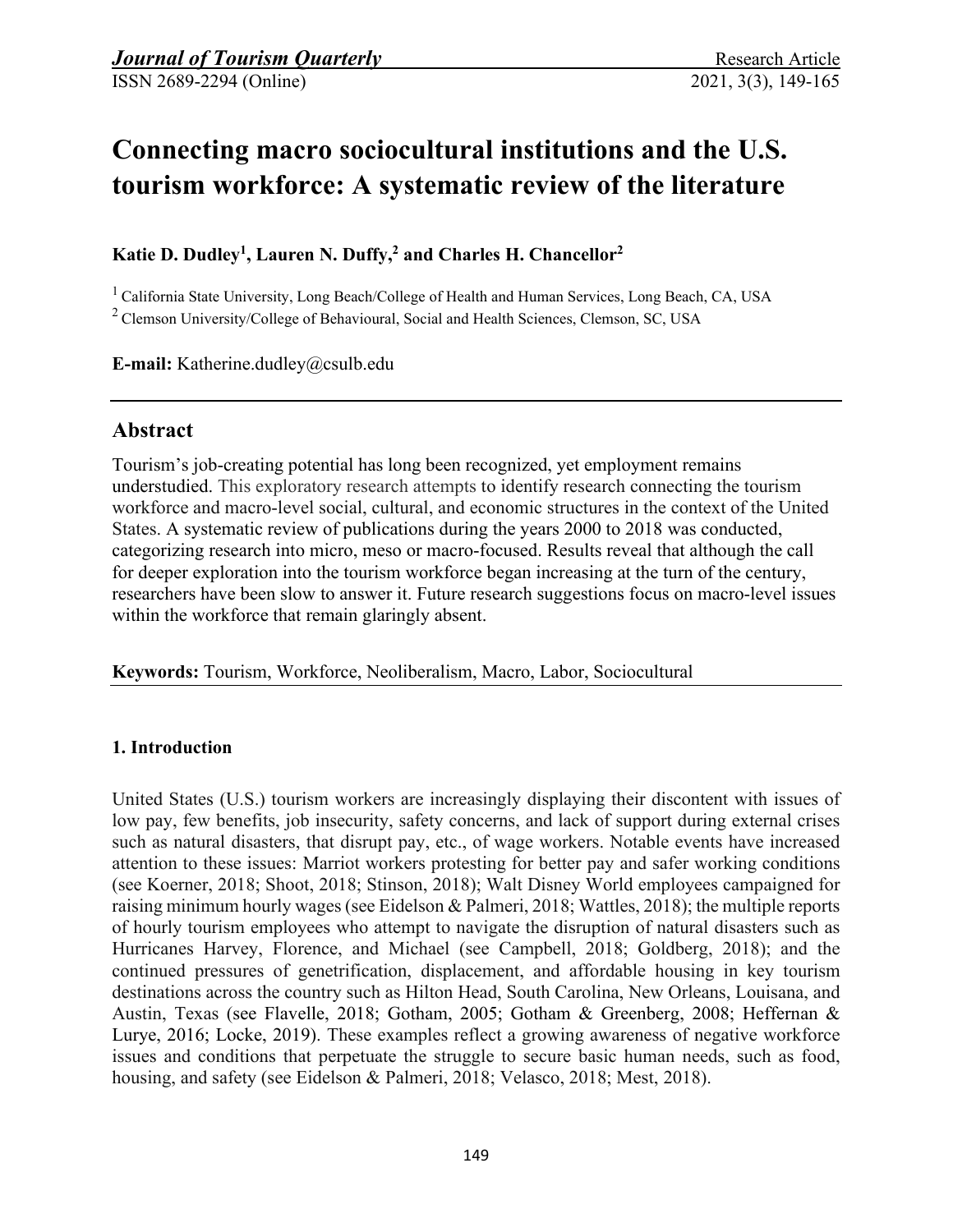# Connecting macro sociocultural institutions and the U.S. tourism workforce: A systematic review of the literature

**Katie D. Dudley[1], Lauren N. Duffy,[2] and Charles H. Chancellor[2]**

[1] California State University, Long Beach/College of Health and Human Services, Long Beach, CA, USA
[2] Clemson University/College of Behavioural, Social and Health Sciences, Clemson, SC, USA

**E-mail:** Katherine.dudley@csulb.edu

## Abstract

Tourism's job-creating potential has long been recognized, yet employment remains understudied. This exploratory research attempts to identify research connecting the tourism workforce and macro-level social, cultural, and economic structures in the context of the United States. A systematic review of publications during the years 2000 to 2018 was conducted, categorizing research into micro, meso or macro-focused. Results reveal that although the call for deeper exploration into the tourism workforce began increasing at the turn of the century, researchers have been slow to answer it. Future research suggestions focus on macro-level issues within the workforce that remain glaringly absent.

**Keywords:** Tourism, Workforce, Neoliberalism, Macro, Labor, Sociocultural

### 1. Introduction

United States (U.S.) tourism workers are increasingly displaying their discontent with issues of low pay, few benefits, job insecurity, safety concerns, and lack of support during external crises such as natural disasters, that disrupt pay, etc., of wage workers. Notable events have increased attention to these issues: Marriot workers protesting for better pay and safer working conditions (see Koerner, 2018; Shoot, 2018; Stinson, 2018); Walt Disney World employees campaigned for raising minimum hourly wages (see Eidelson & Palmeri, 2018; Wattles, 2018); the multiple reports of hourly tourism employees who attempt to navigate the disruption of natural disasters such as Hurricanes Harvey, Florence, and Michael (see Campbell, 2018; Goldberg, 2018); and the continued pressures of genetrification, displacement, and affordable housing in key tourism destinations across the country such as Hilton Head, South Carolina, New Orleans, Louisana, and Austin, Texas (see Flavelle, 2018; Gotham, 2005; Gotham & Greenberg, 2008; Heffernan & Lurye, 2016; Locke, 2019). These examples reflect a growing awareness of negative workforce issues and conditions that perpetuate the struggle to secure basic human needs, such as food, housing, and safety (see Eidelson & Palmeri, 2018; Velasco, 2018; Mest, 2018).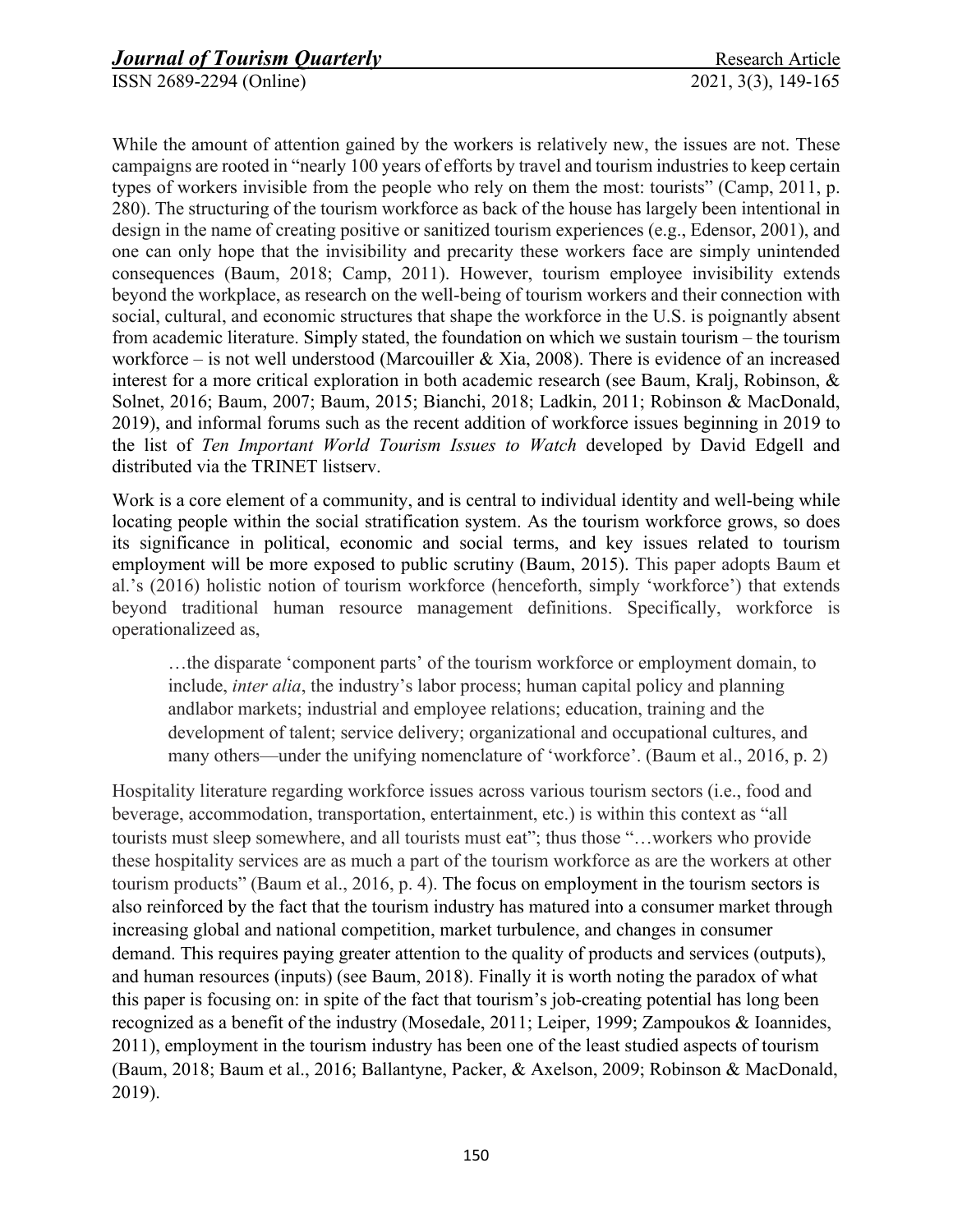While the amount of attention gained by the workers is relatively new, the issues are not. These campaigns are rooted in "nearly 100 years of efforts by travel and tourism industries to keep certain types of workers invisible from the people who rely on them the most: tourists" (Camp, 2011, p. 280). The structuring of the tourism workforce as back of the house has largely been intentional in design in the name of creating positive or sanitized tourism experiences (e.g., Edensor, 2001), and one can only hope that the invisibility and precarity these workers face are simply unintended consequences (Baum, 2018; Camp, 2011). However, tourism employee invisibility extends beyond the workplace, as research on the well-being of tourism workers and their connection with social, cultural, and economic structures that shape the workforce in the U.S. is poignantly absent from academic literature. Simply stated, the foundation on which we sustain tourism – the tourism workforce – is not well understood (Marcouiller & Xia, 2008). There is evidence of an increased interest for a more critical exploration in both academic research (see Baum, Kralj, Robinson, & Solnet, 2016; Baum, 2007; Baum, 2015; Bianchi, 2018; Ladkin, 2011; Robinson & MacDonald, 2019), and informal forums such as the recent addition of workforce issues beginning in 2019 to the list of *Ten Important World Tourism Issues to Watch* developed by David Edgell and distributed via the TRINET listserv.

Work is a core element of a community, and is central to individual identity and well-being while locating people within the social stratification system. As the tourism workforce grows, so does its significance in political, economic and social terms, and key issues related to tourism employment will be more exposed to public scrutiny (Baum, 2015). This paper adopts Baum et al.'s (2016) holistic notion of tourism workforce (henceforth, simply 'workforce') that extends beyond traditional human resource management definitions. Specifically, workforce is operationalizeed as,

> …the disparate 'component parts' of the tourism workforce or employment domain, to include, *inter alia*, the industry's labor process; human capital policy and planning andlabor markets; industrial and employee relations; education, training and the development of talent; service delivery; organizational and occupational cultures, and many others—under the unifying nomenclature of 'workforce'. (Baum et al., 2016, p. 2)

Hospitality literature regarding workforce issues across various tourism sectors (i.e., food and beverage, accommodation, transportation, entertainment, etc.) is within this context as "all tourists must sleep somewhere, and all tourists must eat"; thus those "…workers who provide these hospitality services are as much a part of the tourism workforce as are the workers at other tourism products" (Baum et al., 2016, p. 4). The focus on employment in the tourism sectors is also reinforced by the fact that the tourism industry has matured into a consumer market through increasing global and national competition, market turbulence, and changes in consumer demand. This requires paying greater attention to the quality of products and services (outputs), and human resources (inputs) (see Baum, 2018). Finally it is worth noting the paradox of what this paper is focusing on: in spite of the fact that tourism's job-creating potential has long been recognized as a benefit of the industry (Mosedale, 2011; Leiper, 1999; Zampoukos & Ioannides, 2011), employment in the tourism industry has been one of the least studied aspects of tourism (Baum, 2018; Baum et al., 2016; Ballantyne, Packer, & Axelson, 2009; Robinson & MacDonald, 2019).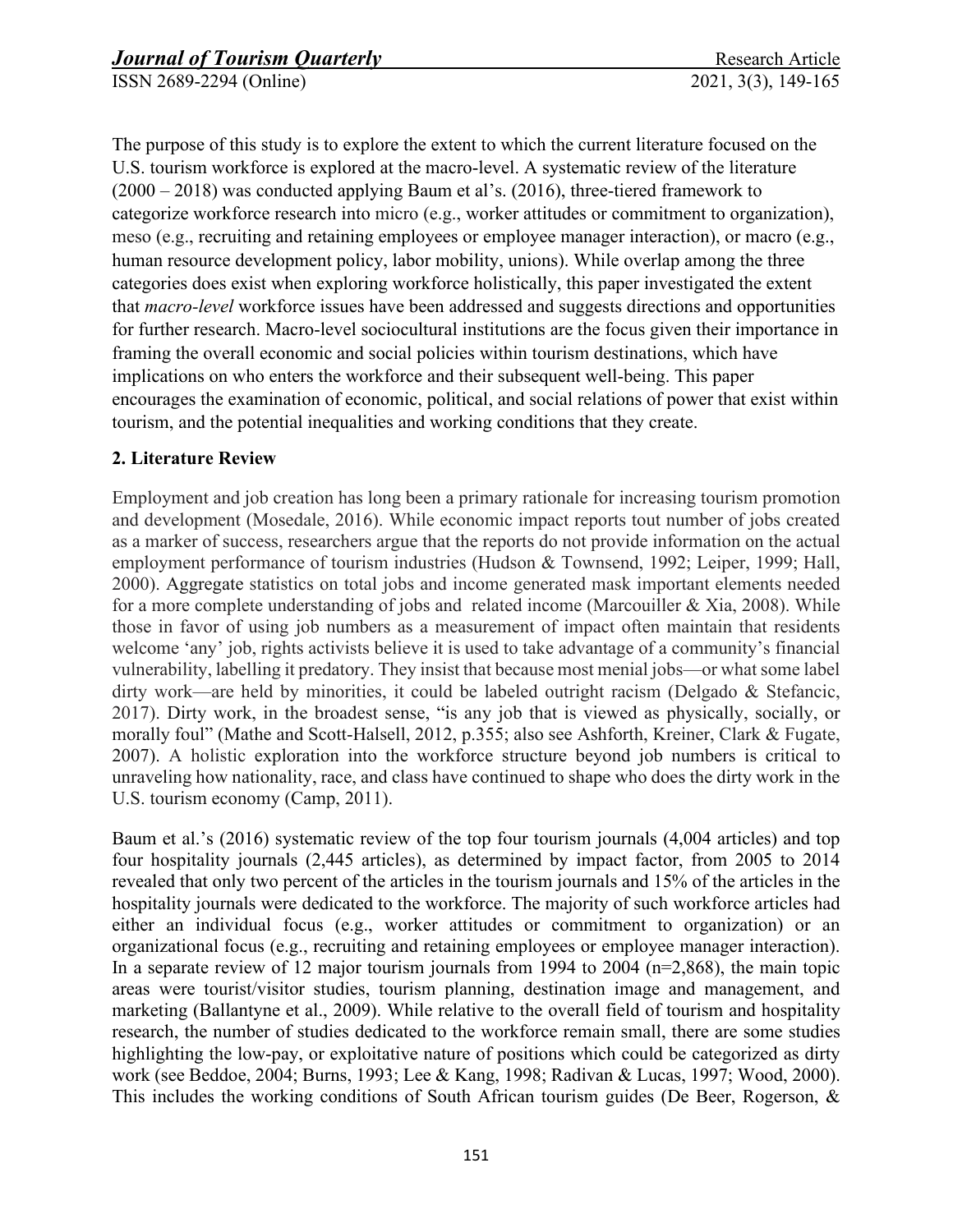The purpose of this study is to explore the extent to which the current literature focused on the U.S. tourism workforce is explored at the macro-level. A systematic review of the literature (2000 – 2018) was conducted applying Baum et al's. (2016), three-tiered framework to categorize workforce research into micro (e.g., worker attitudes or commitment to organization), meso (e.g., recruiting and retaining employees or employee manager interaction), or macro (e.g., human resource development policy, labor mobility, unions). While overlap among the three categories does exist when exploring workforce holistically, this paper investigated the extent that *macro-level* workforce issues have been addressed and suggests directions and opportunities for further research. Macro-level sociocultural institutions are the focus given their importance in framing the overall economic and social policies within tourism destinations, which have implications on who enters the workforce and their subsequent well-being. This paper encourages the examination of economic, political, and social relations of power that exist within tourism, and the potential inequalities and working conditions that they create.

## 2. Literature Review

Employment and job creation has long been a primary rationale for increasing tourism promotion and development (Mosedale, 2016). While economic impact reports tout number of jobs created as a marker of success, researchers argue that the reports do not provide information on the actual employment performance of tourism industries (Hudson & Townsend, 1992; Leiper, 1999; Hall, 2000). Aggregate statistics on total jobs and income generated mask important elements needed for a more complete understanding of jobs and related income (Marcouiller & Xia, 2008). While those in favor of using job numbers as a measurement of impact often maintain that residents welcome 'any' job, rights activists believe it is used to take advantage of a community's financial vulnerability, labelling it predatory. They insist that because most menial jobs—or what some label dirty work—are held by minorities, it could be labeled outright racism (Delgado & Stefancic, 2017). Dirty work, in the broadest sense, "is any job that is viewed as physically, socially, or morally foul" (Mathe and Scott-Halsell, 2012, p.355; also see Ashforth, Kreiner, Clark & Fugate, 2007). A holistic exploration into the workforce structure beyond job numbers is critical to unraveling how nationality, race, and class have continued to shape who does the dirty work in the U.S. tourism economy (Camp, 2011).

Baum et al.'s (2016) systematic review of the top four tourism journals (4,004 articles) and top four hospitality journals (2,445 articles), as determined by impact factor, from 2005 to 2014 revealed that only two percent of the articles in the tourism journals and 15% of the articles in the hospitality journals were dedicated to the workforce. The majority of such workforce articles had either an individual focus (e.g., worker attitudes or commitment to organization) or an organizational focus (e.g., recruiting and retaining employees or employee manager interaction). In a separate review of 12 major tourism journals from 1994 to 2004 (n=2,868), the main topic areas were tourist/visitor studies, tourism planning, destination image and management, and marketing (Ballantyne et al., 2009). While relative to the overall field of tourism and hospitality research, the number of studies dedicated to the workforce remain small, there are some studies highlighting the low-pay, or exploitative nature of positions which could be categorized as dirty work (see Beddoe, 2004; Burns, 1993; Lee & Kang, 1998; Radivan & Lucas, 1997; Wood, 2000). This includes the working conditions of South African tourism guides (De Beer, Rogerson, &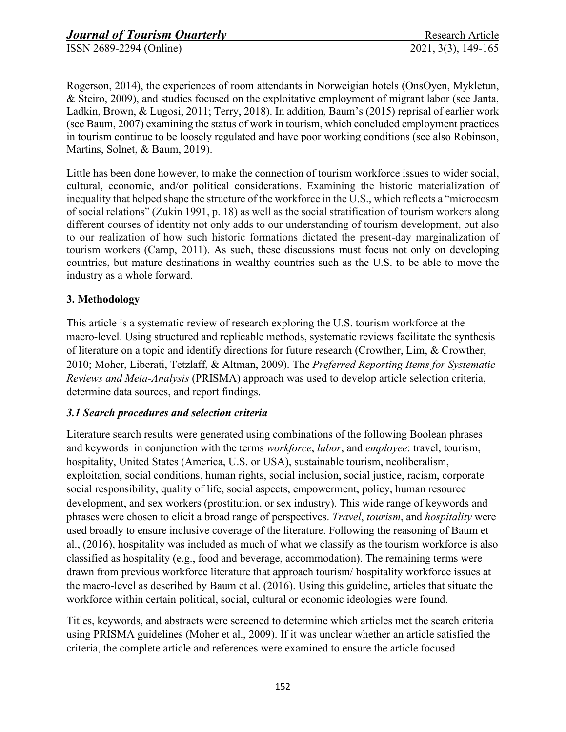Rogerson, 2014), the experiences of room attendants in Norweigian hotels (OnsOyen, Mykletun, & Steiro, 2009), and studies focused on the exploitative employment of migrant labor (see Janta, Ladkin, Brown, & Lugosi, 2011; Terry, 2018). In addition, Baum's (2015) reprisal of earlier work (see Baum, 2007) examining the status of work in tourism, which concluded employment practices in tourism continue to be loosely regulated and have poor working conditions (see also Robinson, Martins, Solnet, & Baum, 2019).

Little has been done however, to make the connection of tourism workforce issues to wider social, cultural, economic, and/or political considerations. Examining the historic materialization of inequality that helped shape the structure of the workforce in the U.S., which reflects a "microcosm of social relations" (Zukin 1991, p. 18) as well as the social stratification of tourism workers along different courses of identity not only adds to our understanding of tourism development, but also to our realization of how such historic formations dictated the present-day marginalization of tourism workers (Camp, 2011). As such, these discussions must focus not only on developing countries, but mature destinations in wealthy countries such as the U.S. to be able to move the industry as a whole forward.

## 3. Methodology

This article is a systematic review of research exploring the U.S. tourism workforce at the macro-level. Using structured and replicable methods, systematic reviews facilitate the synthesis of literature on a topic and identify directions for future research (Crowther, Lim, & Crowther, 2010; Moher, Liberati, Tetzlaff, & Altman, 2009). The *Preferred Reporting Items for Systematic Reviews and Meta-Analysis* (PRISMA) approach was used to develop article selection criteria, determine data sources, and report findings.

### *3.1 Search procedures and selection criteria*

Literature search results were generated using combinations of the following Boolean phrases and keywords in conjunction with the terms *workforce*, *labor*, and *employee*: travel, tourism, hospitality, United States (America, U.S. or USA), sustainable tourism, neoliberalism, exploitation, social conditions, human rights, social inclusion, social justice, racism, corporate social responsibility, quality of life, social aspects, empowerment, policy, human resource development, and sex workers (prostitution, or sex industry). This wide range of keywords and phrases were chosen to elicit a broad range of perspectives. *Travel*, *tourism*, and *hospitality* were used broadly to ensure inclusive coverage of the literature. Following the reasoning of Baum et al., (2016), hospitality was included as much of what we classify as the tourism workforce is also classified as hospitality (e.g., food and beverage, accommodation). The remaining terms were drawn from previous workforce literature that approach tourism/ hospitality workforce issues at the macro-level as described by Baum et al. (2016). Using this guideline, articles that situate the workforce within certain political, social, cultural or economic ideologies were found.

Titles, keywords, and abstracts were screened to determine which articles met the search criteria using PRISMA guidelines (Moher et al., 2009). If it was unclear whether an article satisfied the criteria, the complete article and references were examined to ensure the article focused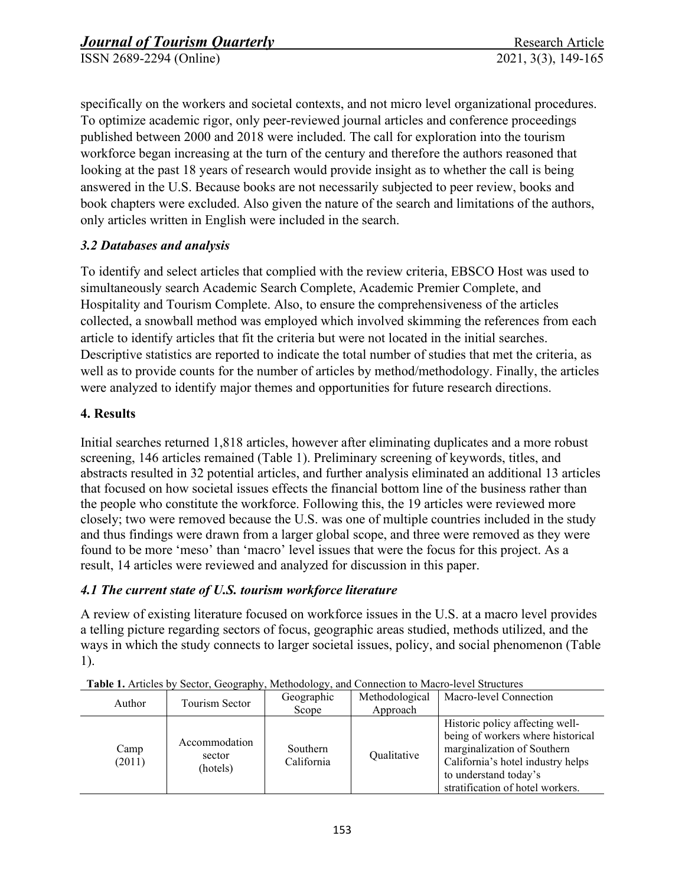specifically on the workers and societal contexts, and not micro level organizational procedures. To optimize academic rigor, only peer-reviewed journal articles and conference proceedings published between 2000 and 2018 were included. The call for exploration into the tourism workforce began increasing at the turn of the century and therefore the authors reasoned that looking at the past 18 years of research would provide insight as to whether the call is being answered in the U.S. Because books are not necessarily subjected to peer review, books and book chapters were excluded. Also given the nature of the search and limitations of the authors, only articles written in English were included in the search.

### *3.2 Databases and analysis*

To identify and select articles that complied with the review criteria, EBSCO Host was used to simultaneously search Academic Search Complete, Academic Premier Complete, and Hospitality and Tourism Complete. Also, to ensure the comprehensiveness of the articles collected, a snowball method was employed which involved skimming the references from each article to identify articles that fit the criteria but were not located in the initial searches. Descriptive statistics are reported to indicate the total number of studies that met the criteria, as well as to provide counts for the number of articles by method/methodology. Finally, the articles were analyzed to identify major themes and opportunities for future research directions.

## 4. Results

Initial searches returned 1,818 articles, however after eliminating duplicates and a more robust screening, 146 articles remained (Table 1). Preliminary screening of keywords, titles, and abstracts resulted in 32 potential articles, and further analysis eliminated an additional 13 articles that focused on how societal issues effects the financial bottom line of the business rather than the people who constitute the workforce. Following this, the 19 articles were reviewed more closely; two were removed because the U.S. was one of multiple countries included in the study and thus findings were drawn from a larger global scope, and three were removed as they were found to be more 'meso' than 'macro' level issues that were the focus for this project. As a result, 14 articles were reviewed and analyzed for discussion in this paper.

### *4.1 The current state of U.S. tourism workforce literature*

A review of existing literature focused on workforce issues in the U.S. at a macro level provides a telling picture regarding sectors of focus, geographic areas studied, methods utilized, and the ways in which the study connects to larger societal issues, policy, and social phenomenon (Table 1).

**Table 1.** Articles by Sector, Geography, Methodology, and Connection to Macro-level Structures

| Author | Tourism Sector | Geographic Scope | Methodological Approach | Macro-level Connection |
|---|---|---|---|---|
| Camp (2011) | Accommodation sector (hotels) | Southern California | Qualitative | Historic policy affecting well-being of workers where historical marginalization of Southern California's hotel industry helps to understand today's stratification of hotel workers. |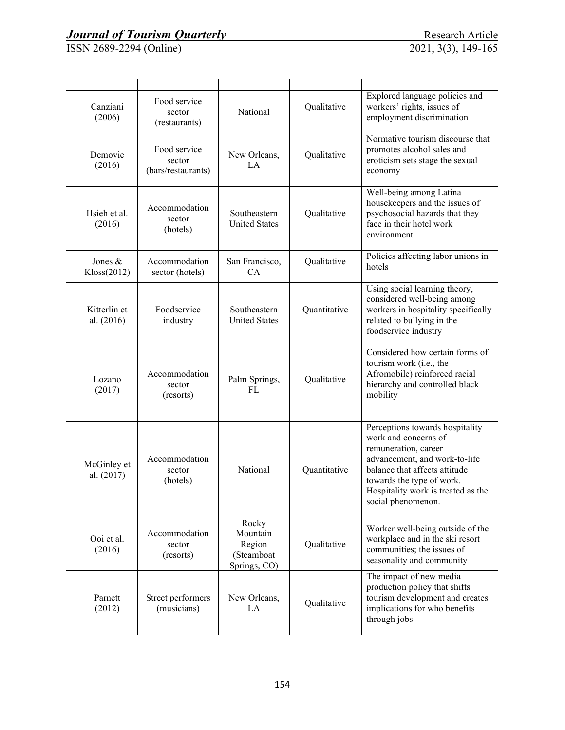| | | | | |
|---|---|---|---|---|
| Canziani (2006) | Food service sector (restaurants) | National | Qualitative | Explored language policies and workers' rights, issues of employment discrimination |
| Democic (2016) | Food service sector (bars/restaurants) | New Orleans, LA | Qualitative | Normative tourism discourse that promotes alcohol sales and eroticism sets stage the sexual economy |
| Hsieh et al. (2016) | Accommodation sector (hotels) | Southeastern United States | Qualitative | Well-being among Latina housekeepers and the issues of psychosocial hazards that they face in their hotel work environment |
| Jones & Kloss(2012) | Accommodation sector (hotels) | San Francisco, CA | Qualitative | Policies affecting labor unions in hotels |
| Kitterlin et al. (2016) | Foodservice industry | Southeastern United States | Quantitative | Using social learning theory, considered well-being among workers in hospitality specifically related to bullying in the foodservice industry |
| Lozano (2017) | Accommodation sector (resorts) | Palm Springs, FL | Qualitative | Considered how certain forms of tourism work (i.e., the Afromobile) reinforced racial hierarchy and controlled black mobility |
| McGinley et al. (2017) | Accommodation sector (hotels) | National | Quantitative | Perceptions towards hospitality work and concerns of remuneration, career advancement, and work-to-life balance that affects attitude towards the type of work. Hospitality work is treated as the social phenomenon. |
| Ooi et al. (2016) | Accommodation sector (resorts) | Rocky Mountain Region (Steamboat Springs, CO) | Qualitative | Worker well-being outside of the workplace and in the ski resort communities; the issues of seasonality and community |
| Parnett (2012) | Street performers (musicians) | New Orleans, LA | Qualitative | The impact of new media production policy that shifts tourism development and creates implications for who benefits through jobs |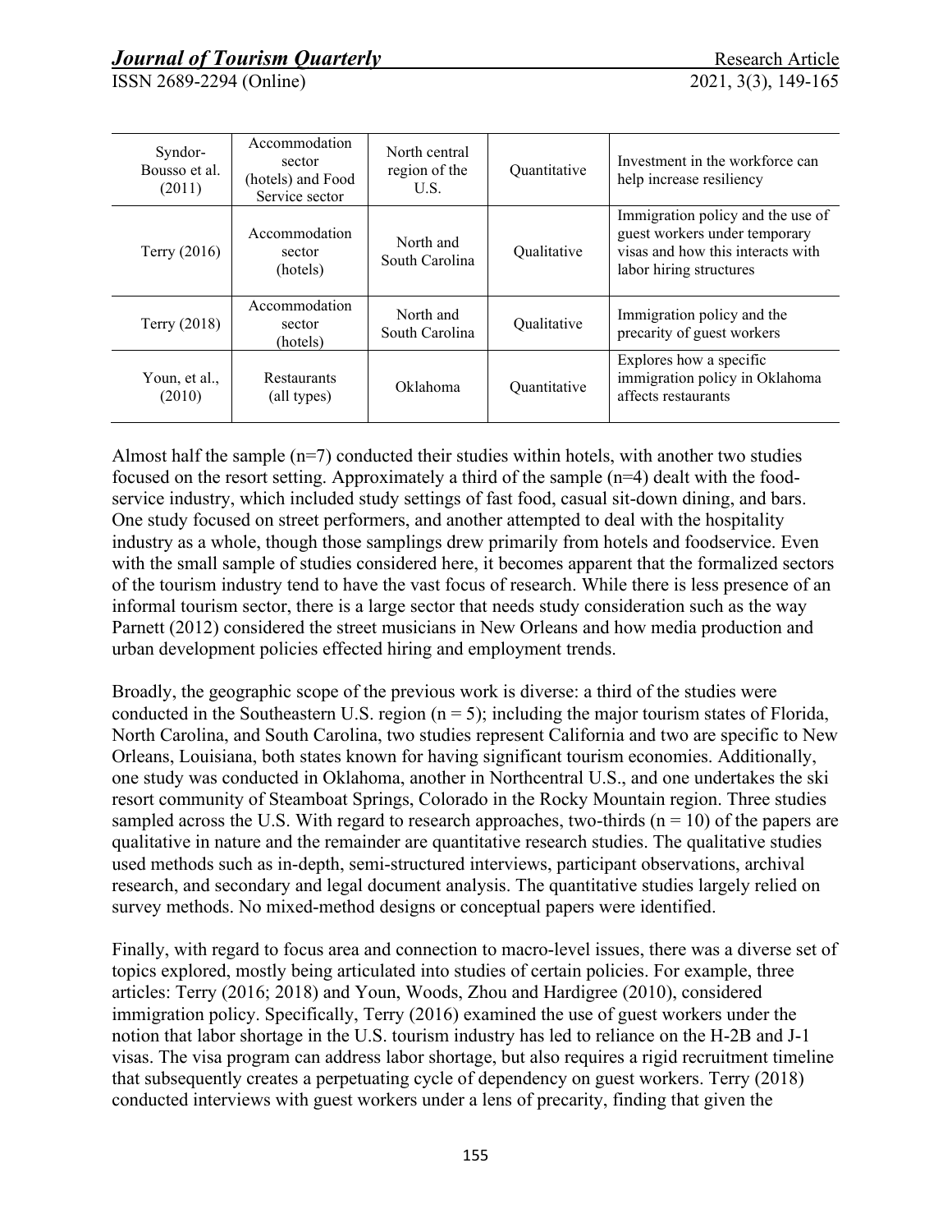| Syndor-Bousso et al. (2011) | Accommodation sector (hotels) and Food Service sector | North central region of the U.S. | Quantitative | Investment in the workforce can help increase resiliency |
|---|---|---|---|---|
| Terry (2016) | Accommodation sector (hotels) | North and South Carolina | Qualitative | Immigration policy and the use of guest workers under temporary visas and how this interacts with labor hiring structures |
| Terry (2018) | Accommodation sector (hotels) | North and South Carolina | Qualitative | Immigration policy and the precarity of guest workers |
| Youn, et al., (2010) | Restaurants (all types) | Oklahoma | Quantitative | Explores how a specific immigration policy in Oklahoma affects restaurants |

Almost half the sample (n=7) conducted their studies within hotels, with another two studies focused on the resort setting. Approximately a third of the sample (n=4) dealt with the food-service industry, which included study settings of fast food, casual sit-down dining, and bars. One study focused on street performers, and another attempted to deal with the hospitality industry as a whole, though those samplings drew primarily from hotels and foodservice. Even with the small sample of studies considered here, it becomes apparent that the formalized sectors of the tourism industry tend to have the vast focus of research. While there is less presence of an informal tourism sector, there is a large sector that needs study consideration such as the way Parnett (2012) considered the street musicians in New Orleans and how media production and urban development policies effected hiring and employment trends.

Broadly, the geographic scope of the previous work is diverse: a third of the studies were conducted in the Southeastern U.S. region (n = 5); including the major tourism states of Florida, North Carolina, and South Carolina, two studies represent California and two are specific to New Orleans, Louisiana, both states known for having significant tourism economies. Additionally, one study was conducted in Oklahoma, another in Northcentral U.S., and one undertakes the ski resort community of Steamboat Springs, Colorado in the Rocky Mountain region. Three studies sampled across the U.S. With regard to research approaches, two-thirds (n = 10) of the papers are qualitative in nature and the remainder are quantitative research studies. The qualitative studies used methods such as in-depth, semi-structured interviews, participant observations, archival research, and secondary and legal document analysis. The quantitative studies largely relied on survey methods. No mixed-method designs or conceptual papers were identified.

Finally, with regard to focus area and connection to macro-level issues, there was a diverse set of topics explored, mostly being articulated into studies of certain policies. For example, three articles: Terry (2016; 2018) and Youn, Woods, Zhou and Hardigree (2010), considered immigration policy. Specifically, Terry (2016) examined the use of guest workers under the notion that labor shortage in the U.S. tourism industry has led to reliance on the H-2B and J-1 visas. The visa program can address labor shortage, but also requires a rigid recruitment timeline that subsequently creates a perpetuating cycle of dependency on guest workers. Terry (2018) conducted interviews with guest workers under a lens of precarity, finding that given the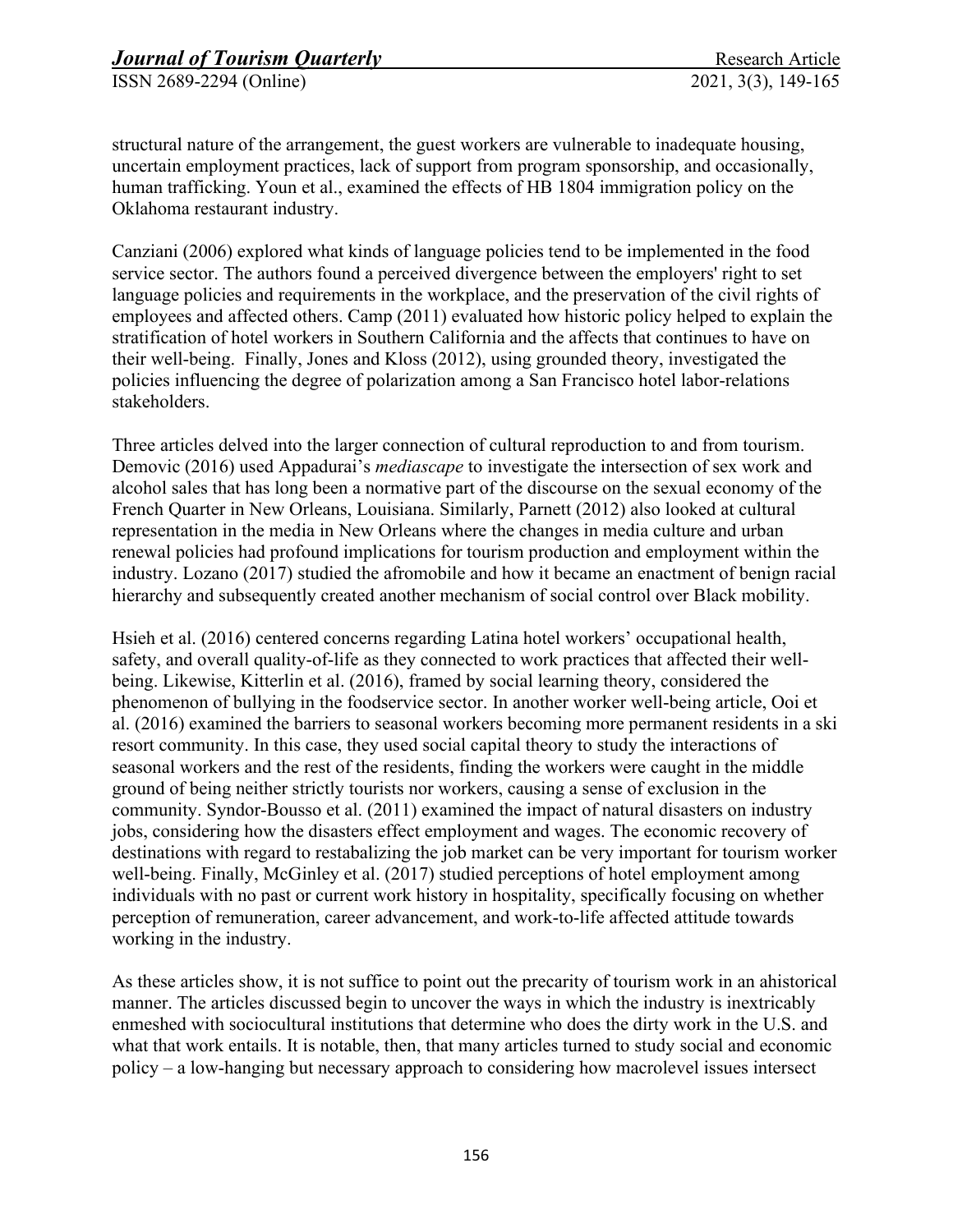structural nature of the arrangement, the guest workers are vulnerable to inadequate housing, uncertain employment practices, lack of support from program sponsorship, and occasionally, human trafficking. Youn et al., examined the effects of HB 1804 immigration policy on the Oklahoma restaurant industry.

Canziani (2006) explored what kinds of language policies tend to be implemented in the food service sector. The authors found a perceived divergence between the employers' right to set language policies and requirements in the workplace, and the preservation of the civil rights of employees and affected others. Camp (2011) evaluated how historic policy helped to explain the stratification of hotel workers in Southern California and the affects that continues to have on their well-being. Finally, Jones and Kloss (2012), using grounded theory, investigated the policies influencing the degree of polarization among a San Francisco hotel labor-relations stakeholders.

Three articles delved into the larger connection of cultural reproduction to and from tourism. Demovic (2016) used Appadurai's *mediascape* to investigate the intersection of sex work and alcohol sales that has long been a normative part of the discourse on the sexual economy of the French Quarter in New Orleans, Louisiana. Similarly, Parnett (2012) also looked at cultural representation in the media in New Orleans where the changes in media culture and urban renewal policies had profound implications for tourism production and employment within the industry. Lozano (2017) studied the afromobile and how it became an enactment of benign racial hierarchy and subsequently created another mechanism of social control over Black mobility.

Hsieh et al. (2016) centered concerns regarding Latina hotel workers' occupational health, safety, and overall quality-of-life as they connected to work practices that affected their well-being. Likewise, Kitterlin et al. (2016), framed by social learning theory, considered the phenomenon of bullying in the foodservice sector. In another worker well-being article, Ooi et al. (2016) examined the barriers to seasonal workers becoming more permanent residents in a ski resort community. In this case, they used social capital theory to study the interactions of seasonal workers and the rest of the residents, finding the workers were caught in the middle ground of being neither strictly tourists nor workers, causing a sense of exclusion in the community. Syndor-Bousso et al. (2011) examined the impact of natural disasters on industry jobs, considering how the disasters effect employment and wages. The economic recovery of destinations with regard to restabalizing the job market can be very important for tourism worker well-being. Finally, McGinley et al. (2017) studied perceptions of hotel employment among individuals with no past or current work history in hospitality, specifically focusing on whether perception of remuneration, career advancement, and work-to-life affected attitude towards working in the industry.

As these articles show, it is not suffice to point out the precarity of tourism work in an ahistorical manner. The articles discussed begin to uncover the ways in which the industry is inextricably enmeshed with sociocultural institutions that determine who does the dirty work in the U.S. and what that work entails. It is notable, then, that many articles turned to study social and economic policy – a low-hanging but necessary approach to considering how macrolevel issues intersect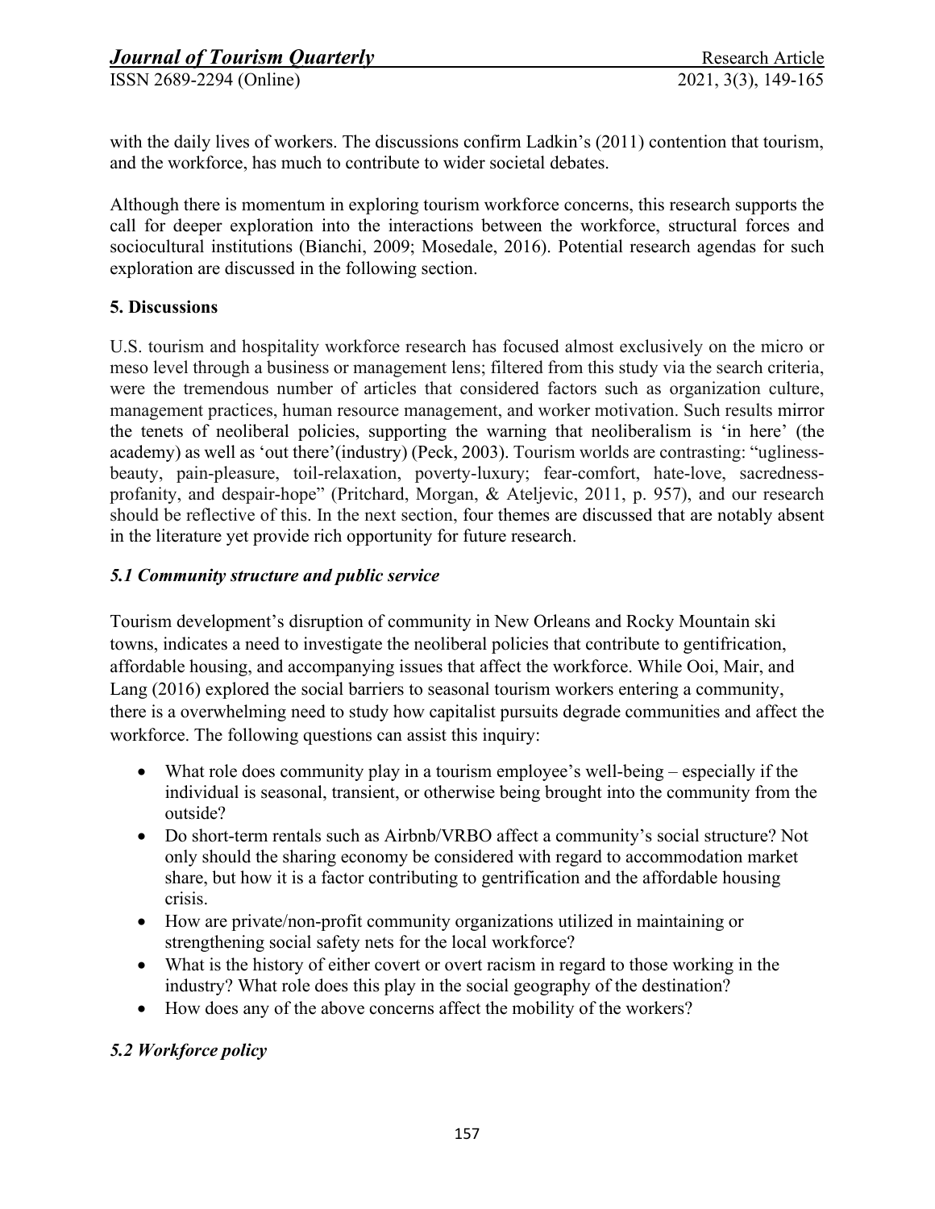with the daily lives of workers. The discussions confirm Ladkin's (2011) contention that tourism, and the workforce, has much to contribute to wider societal debates.

Although there is momentum in exploring tourism workforce concerns, this research supports the call for deeper exploration into the interactions between the workforce, structural forces and sociocultural institutions (Bianchi, 2009; Mosedale, 2016). Potential research agendas for such exploration are discussed in the following section.

## 5. Discussions

U.S. tourism and hospitality workforce research has focused almost exclusively on the micro or meso level through a business or management lens; filtered from this study via the search criteria, were the tremendous number of articles that considered factors such as organization culture, management practices, human resource management, and worker motivation. Such results mirror the tenets of neoliberal policies, supporting the warning that neoliberalism is 'in here' (the academy) as well as 'out there'(industry) (Peck, 2003). Tourism worlds are contrasting: "ugliness-beauty, pain-pleasure, toil-relaxation, poverty-luxury; fear-comfort, hate-love, sacredness-profanity, and despair-hope" (Pritchard, Morgan, & Ateljevic, 2011, p. 957), and our research should be reflective of this. In the next section, four themes are discussed that are notably absent in the literature yet provide rich opportunity for future research.

### *5.1 Community structure and public service*

Tourism development's disruption of community in New Orleans and Rocky Mountain ski towns, indicates a need to investigate the neoliberal policies that contribute to gentification, affordable housing, and accompanying issues that affect the workforce. While Ooi, Mair, and Lang (2016) explored the social barriers to seasonal tourism workers entering a community, there is a overwhelming need to study how capitalist pursuits degrade communities and affect the workforce. The following questions can assist this inquiry:

- What role does community play in a tourism employee's well-being – especially if the individual is seasonal, transient, or otherwise being brought into the community from the outside?
- Do short-term rentals such as Airbnb/VRBO affect a community's social structure? Not only should the sharing economy be considered with regard to accommodation market share, but how it is a factor contributing to gentrification and the affordable housing crisis.
- How are private/non-profit community organizations utilized in maintaining or strengthening social safety nets for the local workforce?
- What is the history of either covert or overt racism in regard to those working in the industry? What role does this play in the social geography of the destination?
- How does any of the above concerns affect the mobility of the workers?

### *5.2 Workforce policy*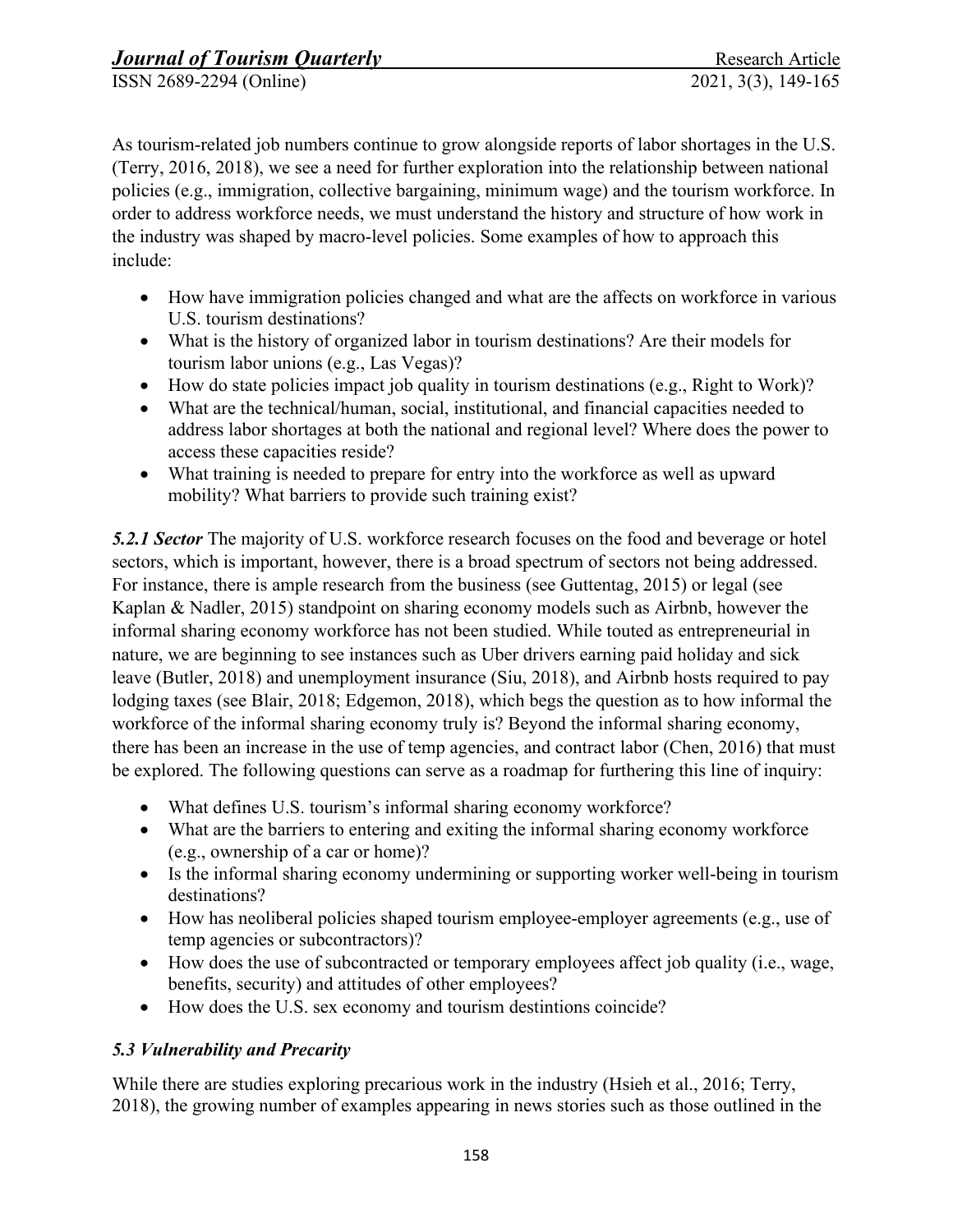As tourism-related job numbers continue to grow alongside reports of labor shortages in the U.S. (Terry, 2016, 2018), we see a need for further exploration into the relationship between national policies (e.g., immigration, collective bargaining, minimum wage) and the tourism workforce. In order to address workforce needs, we must understand the history and structure of how work in the industry was shaped by macro-level policies. Some examples of how to approach this include:

- How have immigration policies changed and what are the affects on workforce in various U.S. tourism destinations?
- What is the history of organized labor in tourism destinations? Are their models for tourism labor unions (e.g., Las Vegas)?
- How do state policies impact job quality in tourism destinations (e.g., Right to Work)?
- What are the technical/human, social, institutional, and financial capacities needed to address labor shortages at both the national and regional level? Where does the power to access these capacities reside?
- What training is needed to prepare for entry into the workforce as well as upward mobility? What barriers to provide such training exist?

***5.2.1 Sector*** The majority of U.S. workforce research focuses on the food and beverage or hotel sectors, which is important, however, there is a broad spectrum of sectors not being addressed. For instance, there is ample research from the business (see Guttentag, 2015) or legal (see Kaplan & Nadler, 2015) standpoint on sharing economy models such as Airbnb, however the informal sharing economy workforce has not been studied. While touted as entrepreneurial in nature, we are beginning to see instances such as Uber drivers earning paid holiday and sick leave (Butler, 2018) and unemployment insurance (Siu, 2018), and Airbnb hosts required to pay lodging taxes (see Blair, 2018; Edgemon, 2018), which begs the question as to how informal the workforce of the informal sharing economy truly is? Beyond the informal sharing economy, there has been an increase in the use of temp agencies, and contract labor (Chen, 2016) that must be explored. The following questions can serve as a roadmap for furthering this line of inquiry:

- What defines U.S. tourism's informal sharing economy workforce?
- What are the barriers to entering and exiting the informal sharing economy workforce (e.g., ownership of a car or home)?
- Is the informal sharing economy undermining or supporting worker well-being in tourism destinations?
- How has neoliberal policies shaped tourism employee-employer agreements (e.g., use of temp agencies or subcontractors)?
- How does the use of subcontracted or temporary employees affect job quality (i.e., wage, benefits, security) and attitudes of other employees?
- How does the U.S. sex economy and tourism destintions coincide?

### *5.3 Vulnerability and Precarity*

While there are studies exploring precarious work in the industry (Hsieh et al., 2016; Terry, 2018), the growing number of examples appearing in news stories such as those outlined in the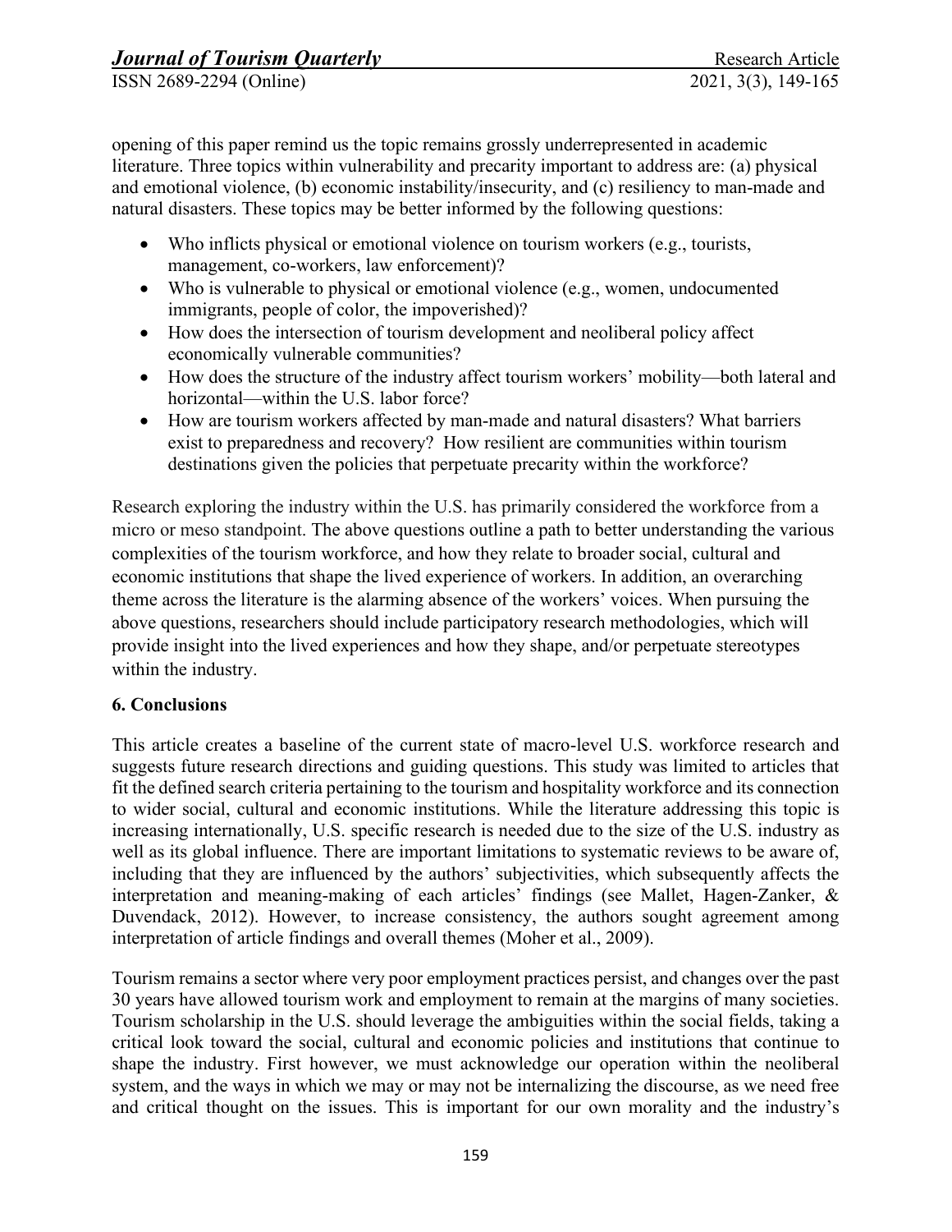opening of this paper remind us the topic remains grossly underrepresented in academic literature. Three topics within vulnerability and precarity important to address are: (a) physical and emotional violence, (b) economic instability/insecurity, and (c) resiliency to man-made and natural disasters. These topics may be better informed by the following questions:

- Who inflicts physical or emotional violence on tourism workers (e.g., tourists, management, co-workers, law enforcement)?
- Who is vulnerable to physical or emotional violence (e.g., women, undocumented immigrants, people of color, the impoverished)?
- How does the intersection of tourism development and neoliberal policy affect economically vulnerable communities?
- How does the structure of the industry affect tourism workers' mobility—both lateral and horizontal—within the U.S. labor force?
- How are tourism workers affected by man-made and natural disasters? What barriers exist to preparedness and recovery? How resilient are communities within tourism destinations given the policies that perpetuate precarity within the workforce?

Research exploring the industry within the U.S. has primarily considered the workforce from a micro or meso standpoint. The above questions outline a path to better understanding the various complexities of the tourism workforce, and how they relate to broader social, cultural and economic institutions that shape the lived experience of workers. In addition, an overarching theme across the literature is the alarming absence of the workers' voices. When pursuing the above questions, researchers should include participatory research methodologies, which will provide insight into the lived experiences and how they shape, and/or perpetuate stereotypes within the industry.

## 6. Conclusions

This article creates a baseline of the current state of macro-level U.S. workforce research and suggests future research directions and guiding questions. This study was limited to articles that fit the defined search criteria pertaining to the tourism and hospitality workforce and its connection to wider social, cultural and economic institutions. While the literature addressing this topic is increasing internationally, U.S. specific research is needed due to the size of the U.S. industry as well as its global influence. There are important limitations to systematic reviews to be aware of, including that they are influenced by the authors' subjectivities, which subsequently affects the interpretation and meaning-making of each articles' findings (see Mallet, Hagen-Zanker, & Duvendack, 2012). However, to increase consistency, the authors sought agreement among interpretation of article findings and overall themes (Moher et al., 2009).

Tourism remains a sector where very poor employment practices persist, and changes over the past 30 years have allowed tourism work and employment to remain at the margins of many societies. Tourism scholarship in the U.S. should leverage the ambiguities within the social fields, taking a critical look toward the social, cultural and economic policies and institutions that continue to shape the industry. First however, we must acknowledge our operation within the neoliberal system, and the ways in which we may or may not be internalizing the discourse, as we need free and critical thought on the issues. This is important for our own morality and the industry's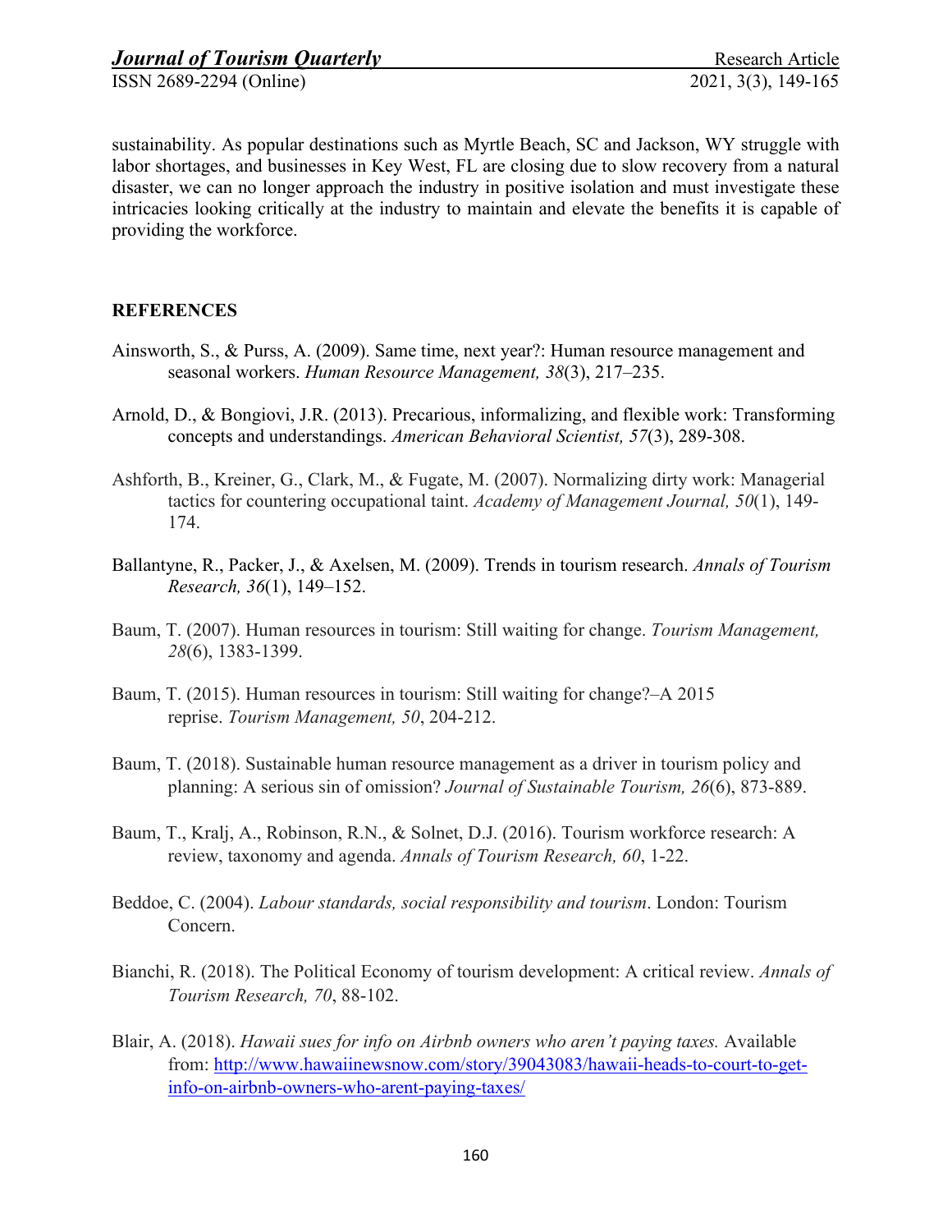sustainability. As popular destinations such as Myrtle Beach, SC and Jackson, WY struggle with labor shortages, and businesses in Key West, FL are closing due to slow recovery from a natural disaster, we can no longer approach the industry in positive isolation and must investigate these intricacies looking critically at the industry to maintain and elevate the benefits it is capable of providing the workforce.

## REFERENCES

Ainsworth, S., & Purss, A. (2009). Same time, next year?: Human resource management and seasonal workers. *Human Resource Management, 38*(3), 217–235.

Arnold, D., & Bongiovi, J.R. (2013). Precarious, informalizing, and flexible work: Transforming concepts and understandings. *American Behavioral Scientist, 57*(3), 289-308.

Ashforth, B., Kreiner, G., Clark, M., & Fugate, M. (2007). Normalizing dirty work: Managerial tactics for countering occupational taint. *Academy of Management Journal, 50*(1), 149-174.

Ballantyne, R., Packer, J., & Axelsen, M. (2009). Trends in tourism research. *Annals of Tourism Research, 36*(1), 149–152.

Baum, T. (2007). Human resources in tourism: Still waiting for change. *Tourism Management, 28*(6), 1383-1399.

Baum, T. (2015). Human resources in tourism: Still waiting for change?–A 2015 reprise. *Tourism Management, 50*, 204-212.

Baum, T. (2018). Sustainable human resource management as a driver in tourism policy and planning: A serious sin of omission? *Journal of Sustainable Tourism, 26*(6), 873-889.

Baum, T., Kralj, A., Robinson, R.N., & Solnet, D.J. (2016). Tourism workforce research: A review, taxonomy and agenda. *Annals of Tourism Research, 60*, 1-22.

Beddoe, C. (2004). *Labour standards, social responsibility and tourism*. London: Tourism Concern.

Bianchi, R. (2018). The Political Economy of tourism development: A critical review. *Annals of Tourism Research, 70*, 88-102.

Blair, A. (2018). *Hawaii sues for info on Airbnb owners who aren't paying taxes.* Available from: http://www.hawaiinewsnow.com/story/39043083/hawaii-heads-to-court-to-get-info-on-airbnb-owners-who-arent-paying-taxes/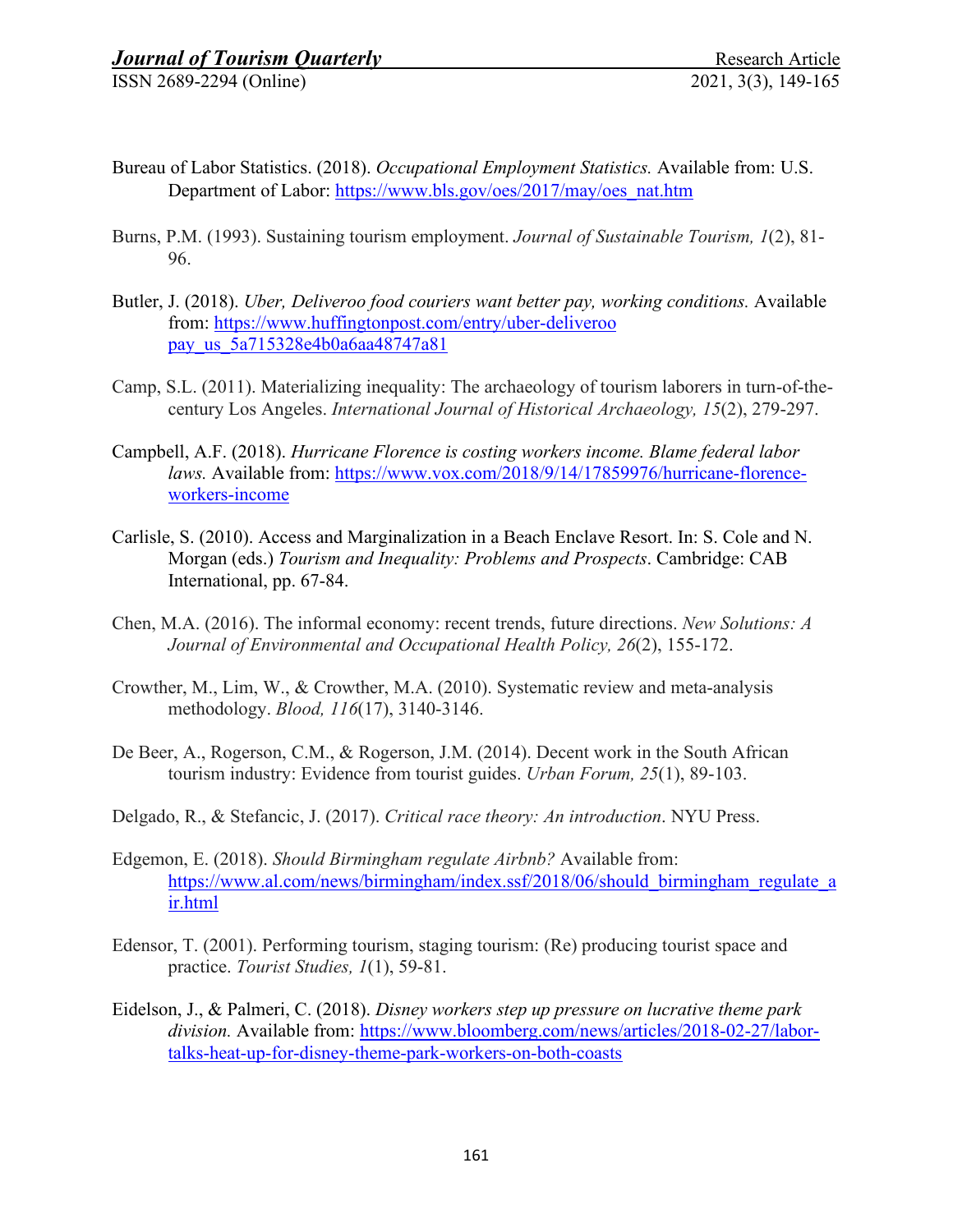Bureau of Labor Statistics. (2018). *Occupational Employment Statistics.* Available from: U.S. Department of Labor: https://www.bls.gov/oes/2017/may/oes_nat.htm

Burns, P.M. (1993). Sustaining tourism employment. *Journal of Sustainable Tourism, 1*(2), 81-96.

Butler, J. (2018). *Uber, Deliveroo food couriers want better pay, working conditions.* Available from: https://www.huffingtonpost.com/entry/uber-deliveroo pay_us_5a715328e4b0a6aa48747a81

Camp, S.L. (2011). Materializing inequality: The archaeology of tourism laborers in turn-of-the-century Los Angeles. *International Journal of Historical Archaeology, 15*(2), 279-297.

Campbell, A.F. (2018). *Hurricane Florence is costing workers income. Blame federal labor laws.* Available from: https://www.vox.com/2018/9/14/17859976/hurricane-florence-workers-income

Carlisle, S. (2010). Access and Marginalization in a Beach Enclave Resort. In: S. Cole and N. Morgan (eds.) *Tourism and Inequality: Problems and Prospects*. Cambridge: CAB International, pp. 67-84.

Chen, M.A. (2016). The informal economy: recent trends, future directions. *New Solutions: A Journal of Environmental and Occupational Health Policy, 26*(2), 155-172.

Crowther, M., Lim, W., & Crowther, M.A. (2010). Systematic review and meta-analysis methodology. *Blood, 116*(17), 3140-3146.

De Beer, A., Rogerson, C.M., & Rogerson, J.M. (2014). Decent work in the South African tourism industry: Evidence from tourist guides. *Urban Forum, 25*(1), 89-103.

Delgado, R., & Stefancic, J. (2017). *Critical race theory: An introduction*. NYU Press.

Edgemon, E. (2018). *Should Birmingham regulate Airbnb?* Available from: https://www.al.com/news/birmingham/index.ssf/2018/06/should_birmingham_regulate_air.html

Edensor, T. (2001). Performing tourism, staging tourism: (Re) producing tourist space and practice. *Tourist Studies, 1*(1), 59-81.

Eidelson, J., & Palmeri, C. (2018). *Disney workers step up pressure on lucrative theme park division.* Available from: https://www.bloomberg.com/news/articles/2018-02-27/labor-talks-heat-up-for-disney-theme-park-workers-on-both-coasts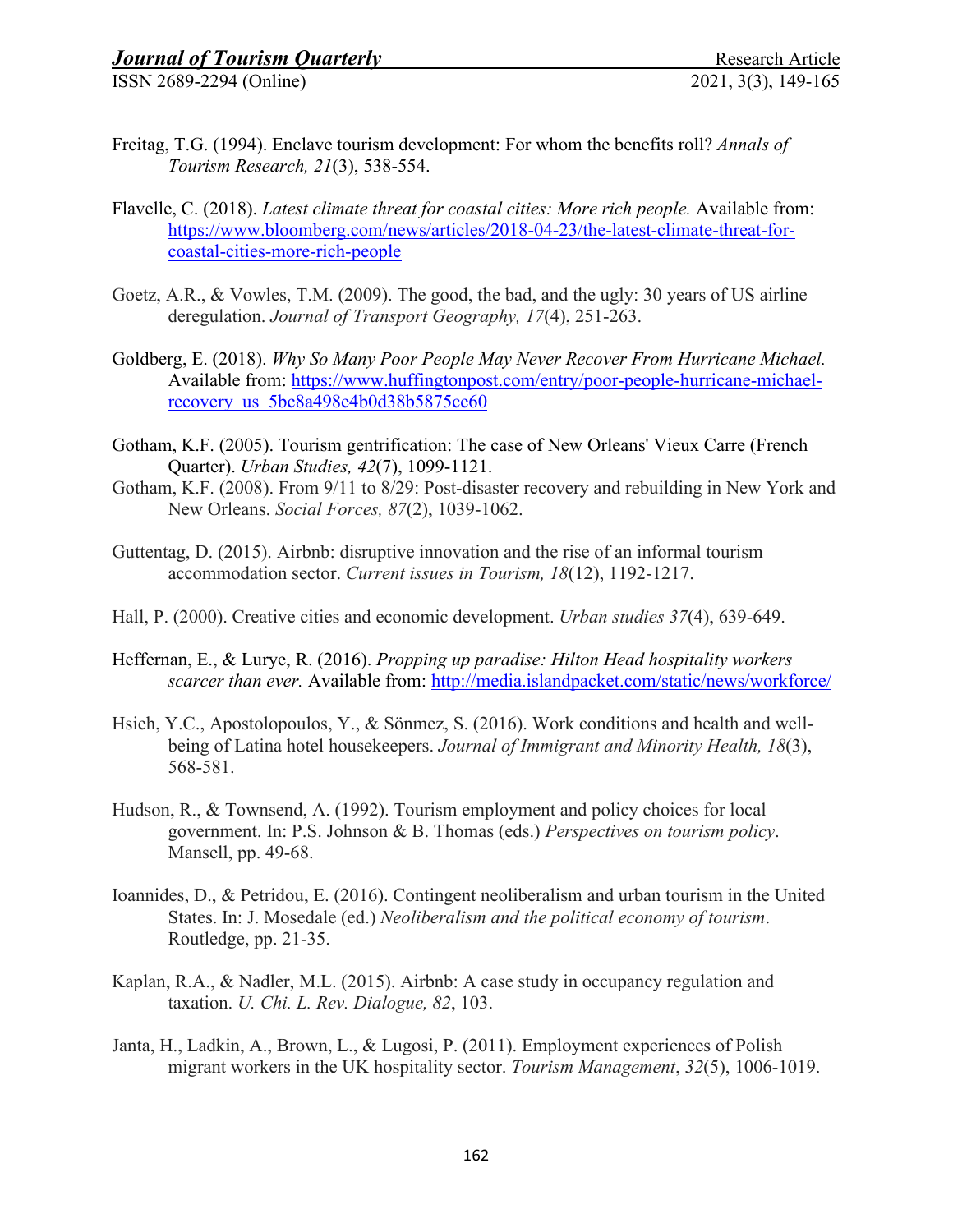Freitag, T.G. (1994). Enclave tourism development: For whom the benefits roll? *Annals of Tourism Research, 21*(3), 538-554.

Flavelle, C. (2018). *Latest climate threat for coastal cities: More rich people.* Available from: https://www.bloomberg.com/news/articles/2018-04-23/the-latest-climate-threat-for-coastal-cities-more-rich-people

Goetz, A.R., & Vowles, T.M. (2009). The good, the bad, and the ugly: 30 years of US airline deregulation. *Journal of Transport Geography, 17*(4), 251-263.

Goldberg, E. (2018). *Why So Many Poor People May Never Recover From Hurricane Michael.* Available from: https://www.huffingtonpost.com/entry/poor-people-hurricane-michael-recovery_us_5bc8a498e4b0d38b5875ce60

Gotham, K.F. (2005). Tourism gentrification: The case of New Orleans' Vieux Carre (French Quarter). *Urban Studies, 42*(7), 1099-1121.

Gotham, K.F. (2008). From 9/11 to 8/29: Post-disaster recovery and rebuilding in New York and New Orleans. *Social Forces, 87*(2), 1039-1062.

Guttentag, D. (2015). Airbnb: disruptive innovation and the rise of an informal tourism accommodation sector. *Current issues in Tourism, 18*(12), 1192-1217.

Hall, P. (2000). Creative cities and economic development. *Urban studies 37*(4), 639-649.

Heffernan, E., & Lurye, R. (2016). *Propping up paradise: Hilton Head hospitality workers scarcer than ever.* Available from: http://media.islandpacket.com/static/news/workforce/

Hsieh, Y.C., Apostolopoulos, Y., & Sönmez, S. (2016). Work conditions and health and well-being of Latina hotel housekeepers. *Journal of Immigrant and Minority Health, 18*(3), 568-581.

Hudson, R., & Townsend, A. (1992). Tourism employment and policy choices for local government. In: P.S. Johnson & B. Thomas (eds.) *Perspectives on tourism policy*. Mansell, pp. 49-68.

Ioannides, D., & Petridou, E. (2016). Contingent neoliberalism and urban tourism in the United States. In: J. Mosedale (ed.) *Neoliberalism and the political economy of tourism*. Routledge, pp. 21-35.

Kaplan, R.A., & Nadler, M.L. (2015). Airbnb: A case study in occupancy regulation and taxation. *U. Chi. L. Rev. Dialogue, 82*, 103.

Janta, H., Ladkin, A., Brown, L., & Lugosi, P. (2011). Employment experiences of Polish migrant workers in the UK hospitality sector. *Tourism Management*, *32*(5), 1006-1019.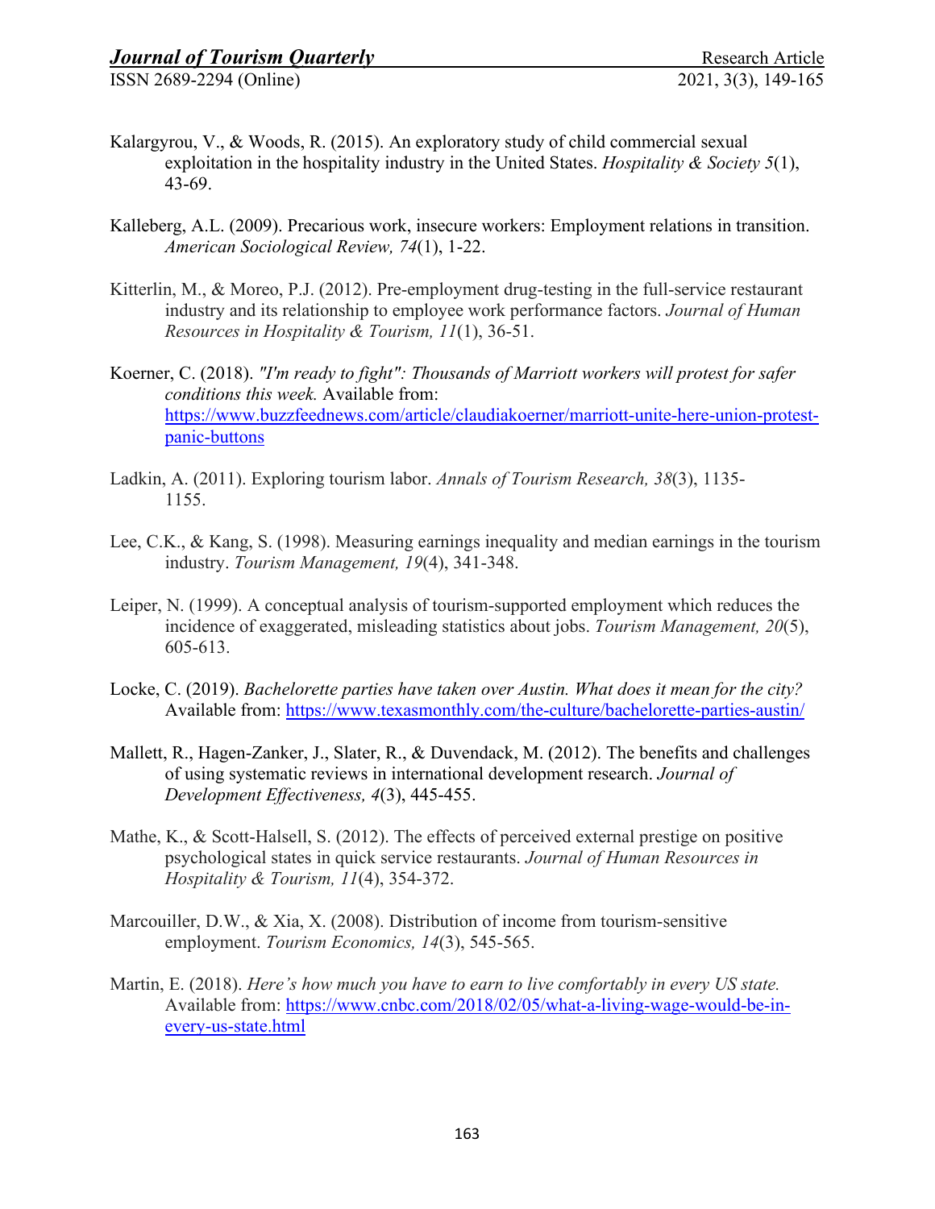Kalargyrou, V., & Woods, R. (2015). An exploratory study of child commercial sexual exploitation in the hospitality industry in the United States. *Hospitality & Society 5*(1), 43-69.

Kalleberg, A.L. (2009). Precarious work, insecure workers: Employment relations in transition. *American Sociological Review, 74*(1), 1-22.

Kitterlin, M., & Moreo, P.J. (2012). Pre-employment drug-testing in the full-service restaurant industry and its relationship to employee work performance factors. *Journal of Human Resources in Hospitality & Tourism, 11*(1), 36-51.

Koerner, C. (2018). *"I'm ready to fight": Thousands of Marriott workers will protest for safer conditions this week.* Available from: https://www.buzzfeednews.com/article/claudiakoerner/marriott-unite-here-union-protest-panic-buttons

Ladkin, A. (2011). Exploring tourism labor. *Annals of Tourism Research, 38*(3), 1135-1155.

Lee, C.K., & Kang, S. (1998). Measuring earnings inequality and median earnings in the tourism industry. *Tourism Management, 19*(4), 341-348.

Leiper, N. (1999). A conceptual analysis of tourism-supported employment which reduces the incidence of exaggerated, misleading statistics about jobs. *Tourism Management, 20*(5), 605-613.

Locke, C. (2019). *Bachelorette parties have taken over Austin. What does it mean for the city?* Available from: https://www.texasmonthly.com/the-culture/bachelorette-parties-austin/

Mallett, R., Hagen-Zanker, J., Slater, R., & Duvendack, M. (2012). The benefits and challenges of using systematic reviews in international development research. *Journal of Development Effectiveness, 4*(3), 445-455.

Mathe, K., & Scott-Halsell, S. (2012). The effects of perceived external prestige on positive psychological states in quick service restaurants. *Journal of Human Resources in Hospitality & Tourism, 11*(4), 354-372.

Marcouiller, D.W., & Xia, X. (2008). Distribution of income from tourism-sensitive employment. *Tourism Economics, 14*(3), 545-565.

Martin, E. (2018). *Here's how much you have to earn to live comfortably in every US state.* Available from: https://www.cnbc.com/2018/02/05/what-a-living-wage-would-be-in-every-us-state.html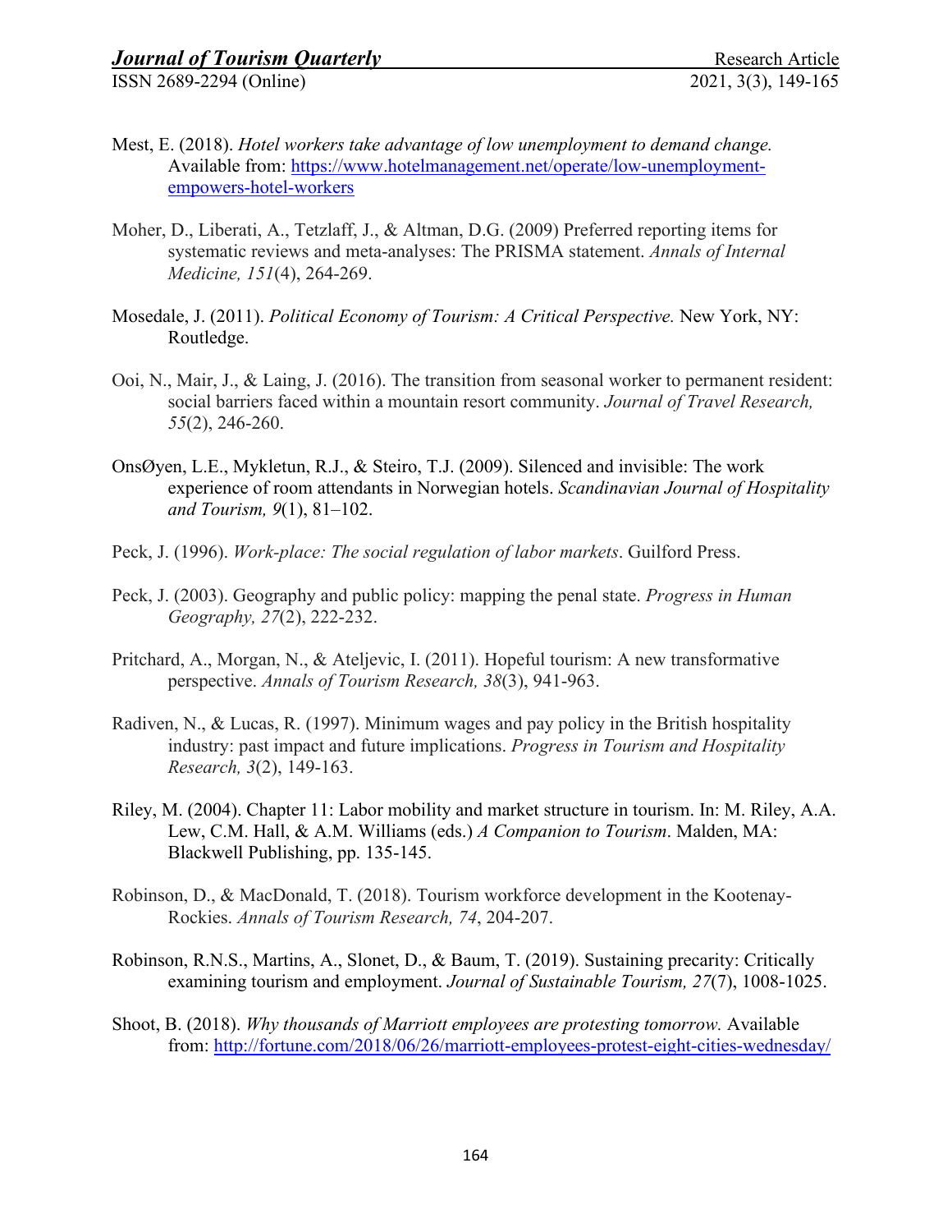Mest, E. (2018). *Hotel workers take advantage of low unemployment to demand change.* Available from: https://www.hotelmanagement.net/operate/low-unemployment-empowers-hotel-workers

Moher, D., Liberati, A., Tetzlaff, J., & Altman, D.G. (2009) Preferred reporting items for systematic reviews and meta-analyses: The PRISMA statement. *Annals of Internal Medicine, 151*(4), 264-269.

Mosedale, J. (2011). *Political Economy of Tourism: A Critical Perspective.* New York, NY: Routledge.

Ooi, N., Mair, J., & Laing, J. (2016). The transition from seasonal worker to permanent resident: social barriers faced within a mountain resort community. *Journal of Travel Research, 55*(2), 246-260.

OnsØyen, L.E., Mykletun, R.J., & Steiro, T.J. (2009). Silenced and invisible: The work experience of room attendants in Norwegian hotels. *Scandinavian Journal of Hospitality and Tourism, 9*(1), 81–102.

Peck, J. (1996). *Work-place: The social regulation of labor markets*. Guilford Press.

Peck, J. (2003). Geography and public policy: mapping the penal state. *Progress in Human Geography, 27*(2), 222-232.

Pritchard, A., Morgan, N., & Ateljevic, I. (2011). Hopeful tourism: A new transformative perspective. *Annals of Tourism Research, 38*(3), 941-963.

Radiven, N., & Lucas, R. (1997). Minimum wages and pay policy in the British hospitality industry: past impact and future implications. *Progress in Tourism and Hospitality Research, 3*(2), 149-163.

Riley, M. (2004). Chapter 11: Labor mobility and market structure in tourism. In: M. Riley, A.A. Lew, C.M. Hall, & A.M. Williams (eds.) *A Companion to Tourism*. Malden, MA: Blackwell Publishing, pp. 135-145.

Robinson, D., & MacDonald, T. (2018). Tourism workforce development in the Kootenay-Rockies. *Annals of Tourism Research, 74*, 204-207.

Robinson, R.N.S., Martins, A., Slonet, D., & Baum, T. (2019). Sustaining precarity: Critically examining tourism and employment. *Journal of Sustainable Tourism, 27*(7), 1008-1025.

Shoot, B. (2018). *Why thousands of Marriott employees are protesting tomorrow.* Available from: http://fortune.com/2018/06/26/marriott-employees-protest-eight-cities-wednesday/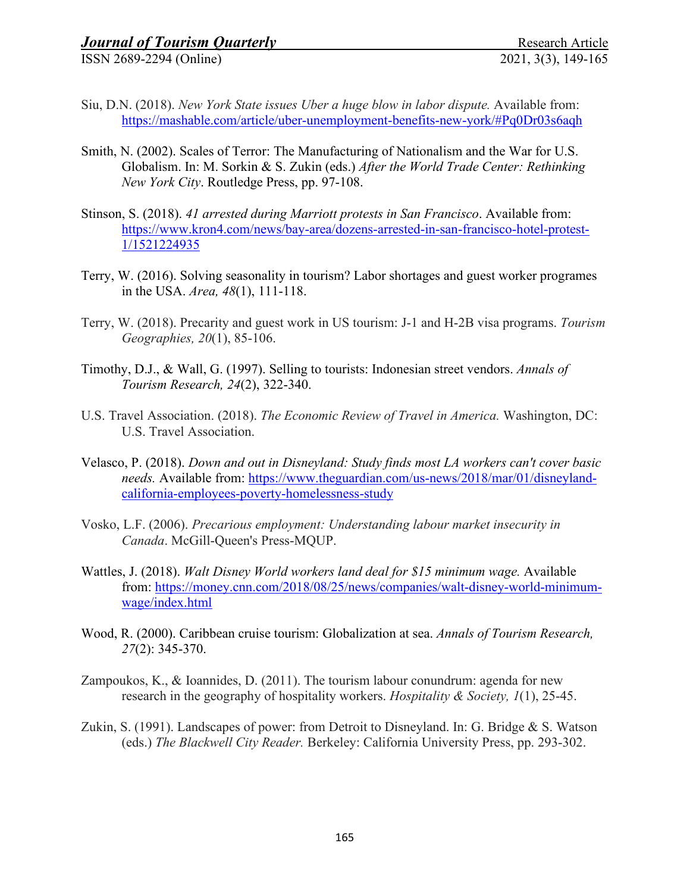Siu, D.N. (2018). *New York State issues Uber a huge blow in labor dispute.* Available from: https://mashable.com/article/uber-unemployment-benefits-new-york/#Pq0Dr03s6aqh

Smith, N. (2002). Scales of Terror: The Manufacturing of Nationalism and the War for U.S. Globalism. In: M. Sorkin & S. Zukin (eds.) *After the World Trade Center: Rethinking New York City*. Routledge Press, pp. 97-108.

Stinson, S. (2018). *41 arrested during Marriott protests in San Francisco*. Available from: https://www.kron4.com/news/bay-area/dozens-arrested-in-san-francisco-hotel-protest-1/1521224935

Terry, W. (2016). Solving seasonality in tourism? Labor shortages and guest worker programes in the USA. *Area, 48*(1), 111-118.

Terry, W. (2018). Precarity and guest work in US tourism: J-1 and H-2B visa programs. *Tourism Geographies, 20*(1), 85-106.

Timothy, D.J., & Wall, G. (1997). Selling to tourists: Indonesian street vendors. *Annals of Tourism Research, 24*(2), 322-340.

U.S. Travel Association. (2018). *The Economic Review of Travel in America.* Washington, DC: U.S. Travel Association.

Velasco, P. (2018). *Down and out in Disneyland: Study finds most LA workers can't cover basic needs.* Available from: https://www.theguardian.com/us-news/2018/mar/01/disneyland-california-employees-poverty-homelessness-study

Vosko, L.F. (2006). *Precarious employment: Understanding labour market insecurity in Canada*. McGill-Queen's Press-MQUP.

Wattles, J. (2018). *Walt Disney World workers land deal for $15 minimum wage.* Available from: https://money.cnn.com/2018/08/25/news/companies/walt-disney-world-minimum-wage/index.html

Wood, R. (2000). Caribbean cruise tourism: Globalization at sea. *Annals of Tourism Research, 27*(2): 345-370.

Zampoukos, K., & Ioannides, D. (2011). The tourism labour conundrum: agenda for new research in the geography of hospitality workers. *Hospitality & Society, 1*(1), 25-45.

Zukin, S. (1991). Landscapes of power: from Detroit to Disneyland. In: G. Bridge & S. Watson (eds.) *The Blackwell City Reader.* Berkeley: California University Press, pp. 293-302.